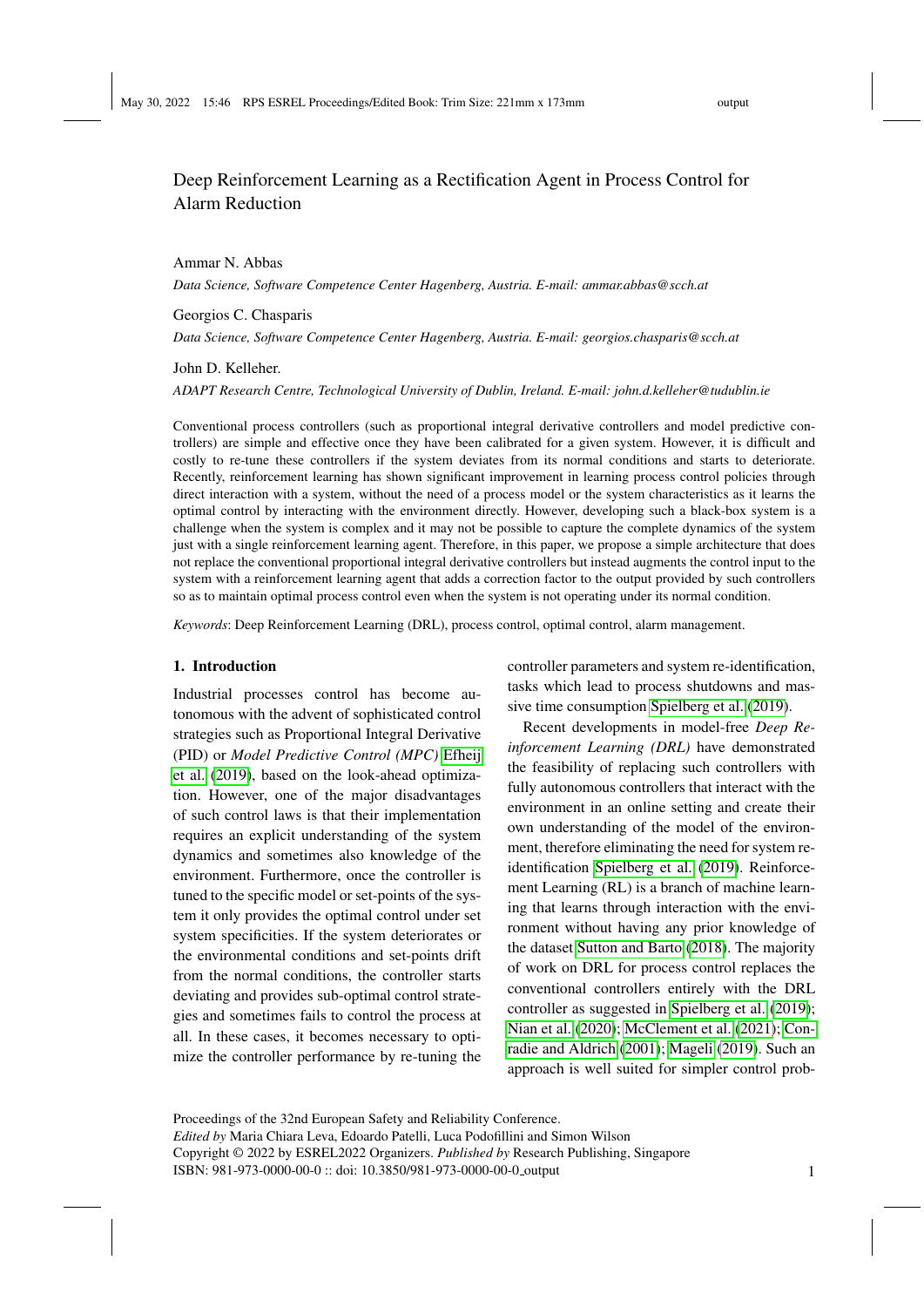# Deep Reinforcement Learning as a Rectification Agent in Process Control for Alarm Reduction

Ammar N. Abbas

*Data Science, Software Competence Center Hagenberg, Austria. E-mail: ammar.abbas@scch.at*

Georgios C. Chasparis

*Data Science, Software Competence Center Hagenberg, Austria. E-mail: georgios.chasparis@scch.at*

John D. Kelleher.

*ADAPT Research Centre, Technological University of Dublin, Ireland. E-mail: john.d.kelleher@tudublin.ie*

Conventional process controllers (such as proportional integral derivative controllers and model predictive controllers) are simple and effective once they have been calibrated for a given system. However, it is difficult and costly to re-tune these controllers if the system deviates from its normal conditions and starts to deteriorate. Recently, reinforcement learning has shown significant improvement in learning process control policies through direct interaction with a system, without the need of a process model or the system characteristics as it learns the optimal control by interacting with the environment directly. However, developing such a black-box system is a challenge when the system is complex and it may not be possible to capture the complete dynamics of the system just with a single reinforcement learning agent. Therefore, in this paper, we propose a simple architecture that does not replace the conventional proportional integral derivative controllers but instead augments the control input to the system with a reinforcement learning agent that adds a correction factor to the output provided by such controllers so as to maintain optimal process control even when the system is not operating under its normal condition.

*Keywords*: Deep Reinforcement Learning (DRL), process control, optimal control, alarm management.

## 1. Introduction

Industrial processes control has become autonomous with the advent of sophisticated control strategies such as Proportional Integral Derivative (PID) or *Model Predictive Control (MPC)* Efheij et al. (2019), based on the look-ahead optimization. However, one of the major disadvantages of such control laws is that their implementation requires an explicit understanding of the system dynamics and sometimes also knowledge of the environment. Furthermore, once the controller is tuned to the specific model or set-points of the system it only provides the optimal control under set system specificities. If the system deteriorates or the environmental conditions and set-points drift from the normal conditions, the controller starts deviating and provides sub-optimal control strategies and sometimes fails to control the process at all. In these cases, it becomes necessary to optimize the controller performance by re-tuning the controller parameters and system re-identification, tasks which lead to process shutdowns and massive time consumption Spielberg et al. (2019).

Recent developments in model-free *Deep Reinforcement Learning (DRL)* have demonstrated the feasibility of replacing such controllers with fully autonomous controllers that interact with the environment in an online setting and create their own understanding of the model of the environment, therefore eliminating the need for system re-identification Spielberg et al. (2019). Reinforcement Learning (RL) is a branch of machine learning that learns through interaction with the environment without having any prior knowledge of the dataset Sutton and Barto (2018). The majority of work on DRL for process control replaces the conventional controllers entirely with the DRL controller as suggested in Spielberg et al. (2019); Nian et al. (2020); McClement et al. (2021); Conradie and Aldrich (2001); Mageli (2019). Such an approach is well suited for simpler control prob-

Proceedings of the 32nd European Safety and Reliability Conference.
*Edited by* Maria Chiara Leva, Edoardo Patelli, Luca Podofillini and Simon Wilson
Copyright © 2022 by ESREL2022 Organizers. *Published by* Research Publishing, Singapore
ISBN: 981-973-0000-00-0 :: doi: 10.3850/981-973-0000-00-0_output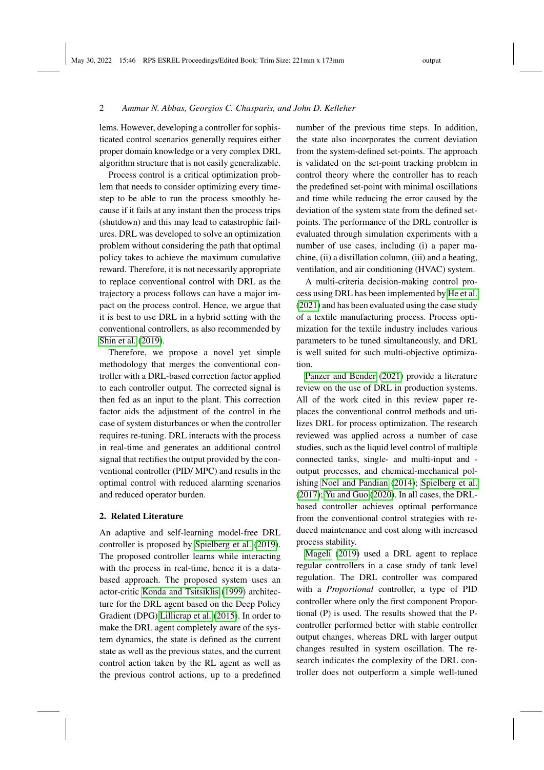lems. However, developing a controller for sophisticated control scenarios generally requires either proper domain knowledge or a very complex DRL algorithm structure that is not easily generalizable.

Process control is a critical optimization problem that needs to consider optimizing every time-step to be able to run the process smoothly because if it fails at any instant then the process trips (shutdown) and this may lead to catastrophic failures. DRL was developed to solve an optimization problem without considering the path that optimal policy takes to achieve the maximum cumulative reward. Therefore, it is not necessarily appropriate to replace conventional control with DRL as the trajectory a process follows can have a major impact on the process control. Hence, we argue that it is best to use DRL in a hybrid setting with the conventional controllers, as also recommended by Shin et al. (2019).

Therefore, we propose a novel yet simple methodology that merges the conventional controller with a DRL-based correction factor applied to each controller output. The corrected signal is then fed as an input to the plant. This correction factor aids the adjustment of the control in the case of system disturbances or when the controller requires re-tuning. DRL interacts with the process in real-time and generates an additional control signal that rectifies the output provided by the conventional controller (PID/ MPC) and results in the optimal control with reduced alarming scenarios and reduced operator burden.

## 2. Related Literature

An adaptive and self-learning model-free DRL controller is proposed by Spielberg et al. (2019). The proposed controller learns while interacting with the process in real-time, hence it is a data-based approach. The proposed system uses an actor-critic Konda and Tsitsiklis (1999) architecture for the DRL agent based on the Deep Policy Gradient (DPG) Lillicrap et al. (2015). In order to make the DRL agent completely aware of the system dynamics, the state is defined as the current state as well as the previous states, and the current control action taken by the RL agent as well as the previous control actions, up to a predefined number of the previous time steps. In addition, the state also incorporates the current deviation from the system-defined set-points. The approach is validated on the set-point tracking problem in control theory where the controller has to reach the predefined set-point with minimal oscillations and time while reducing the error caused by the deviation of the system state from the defined set-points. The performance of the DRL controller is evaluated through simulation experiments with a number of use cases, including (i) a paper machine, (ii) a distillation column, (iii) and a heating, ventilation, and air conditioning (HVAC) system.

A multi-criteria decision-making control process using DRL has been implemented by He et al. (2021) and has been evaluated using the case study of a textile manufacturing process. Process optimization for the textile industry includes various parameters to be tuned simultaneously, and DRL is well suited for such multi-objective optimization.

Panzer and Bender (2021) provide a literature review on the use of DRL in production systems. All of the work cited in this review paper replaces the conventional control methods and utilizes DRL for process optimization. The research reviewed was applied across a number of case studies, such as the liquid level control of multiple connected tanks, single- and multi-input and -output processes, and chemical-mechanical polishing Noel and Pandian (2014); Spielberg et al. (2017); Yu and Guo (2020). In all cases, the DRL-based controller achieves optimal performance from the conventional control strategies with reduced maintenance and cost along with increased process stability.

Mageli (2019) used a DRL agent to replace regular controllers in a case study of tank level regulation. The DRL controller was compared with a *Proportional* controller, a type of PID controller where only the first component Proportional (P) is used. The results showed that the P-controller performed better with stable controller output changes, whereas DRL with larger output changes resulted in system oscillation. The research indicates the complexity of the DRL controller does not outperform a simple well-tuned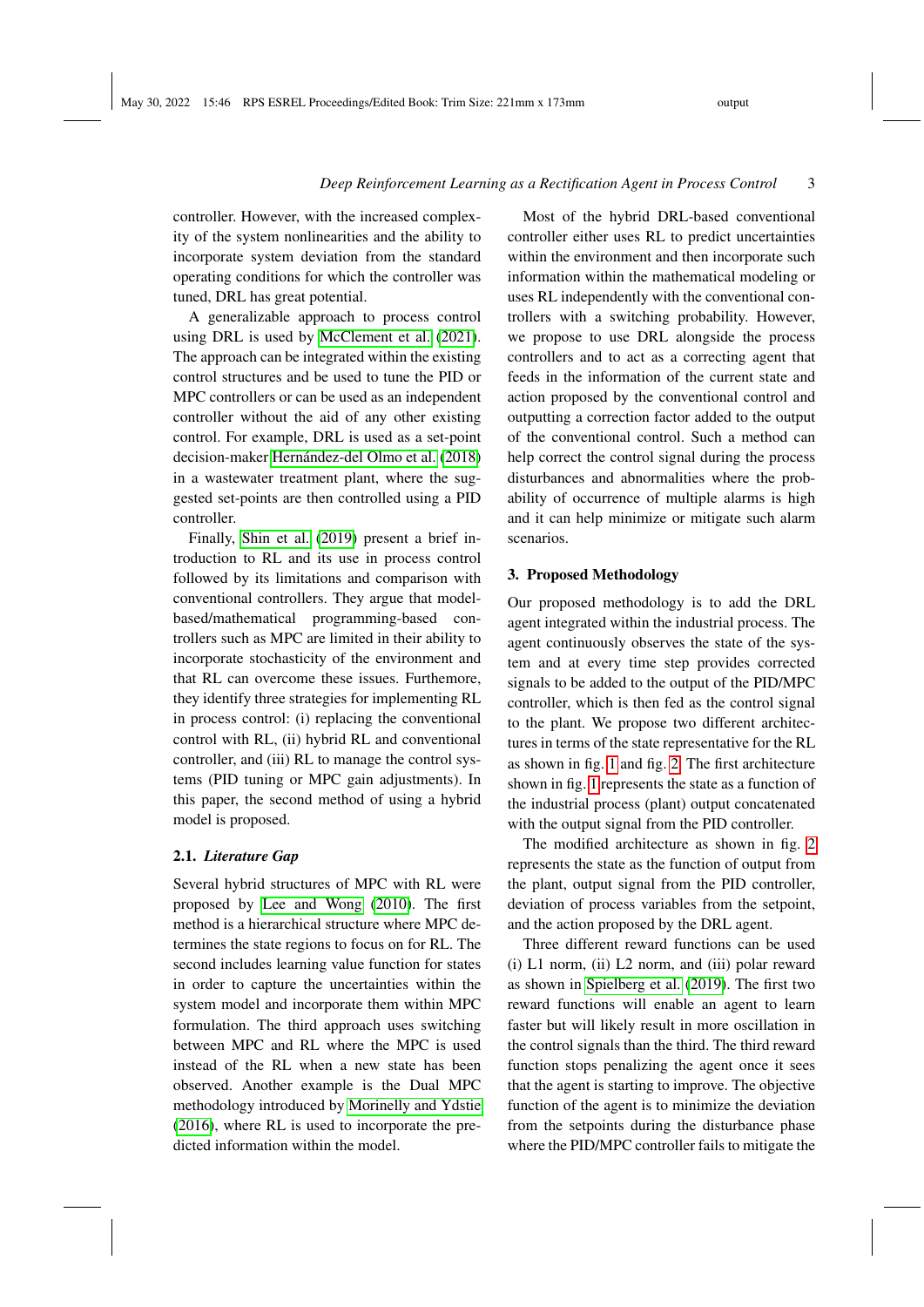controller. However, with the increased complexity of the system nonlinearities and the ability to incorporate system deviation from the standard operating conditions for which the controller was tuned, DRL has great potential.

A generalizable approach to process control using DRL is used by McClement et al. (2021). The approach can be integrated within the existing control structures and be used to tune the PID or MPC controllers or can be used as an independent controller without the aid of any other existing control. For example, DRL is used as a set-point decision-maker Hernández-del Olmo et al. (2018) in a wastewater treatment plant, where the suggested set-points are then controlled using a PID controller.

Finally, Shin et al. (2019) present a brief introduction to RL and its use in process control followed by its limitations and comparison with conventional controllers. They argue that model-based/mathematical programming-based controllers such as MPC are limited in their ability to incorporate stochasticity of the environment and that RL can overcome these issues. Furthemore, they identify three strategies for implementing RL in process control: (i) replacing the conventional control with RL, (ii) hybrid RL and conventional controller, and (iii) RL to manage the control systems (PID tuning or MPC gain adjustments). In this paper, the second method of using a hybrid model is proposed.

### 2.1. *Literature Gap*

Several hybrid structures of MPC with RL were proposed by Lee and Wong (2010). The first method is a hierarchical structure where MPC determines the state regions to focus on for RL. The second includes learning value function for states in order to capture the uncertainties within the system model and incorporate them within MPC formulation. The third approach uses switching between MPC and RL where the MPC is used instead of the RL when a new state has been observed. Another example is the Dual MPC methodology introduced by Morinelly and Ydstie (2016), where RL is used to incorporate the predicted information within the model.

Most of the hybrid DRL-based conventional controller either uses RL to predict uncertainties within the environment and then incorporate such information within the mathematical modeling or uses RL independently with the conventional controllers with a switching probability. However, we propose to use DRL alongside the process controllers and to act as a correcting agent that feeds in the information of the current state and action proposed by the conventional control and outputting a correction factor added to the output of the conventional control. Such a method can help correct the control signal during the process disturbances and abnormalities where the probability of occurrence of multiple alarms is high and it can help minimize or mitigate such alarm scenarios.

## 3. Proposed Methodology

Our proposed methodology is to add the DRL agent integrated within the industrial process. The agent continuously observes the state of the system and at every time step provides corrected signals to be added to the output of the PID/MPC controller, which is then fed as the control signal to the plant. We propose two different architectures in terms of the state representative for the RL as shown in fig. 1 and fig. 2. The first architecture shown in fig. 1 represents the state as a function of the industrial process (plant) output concatenated with the output signal from the PID controller.

The modified architecture as shown in fig. 2 represents the state as the function of output from the plant, output signal from the PID controller, deviation of process variables from the setpoint, and the action proposed by the DRL agent.

Three different reward functions can be used (i) L1 norm, (ii) L2 norm, and (iii) polar reward as shown in Spielberg et al. (2019). The first two reward functions will enable an agent to learn faster but will likely result in more oscillation in the control signals than the third. The third reward function stops penalizing the agent once it sees that the agent is starting to improve. The objective function of the agent is to minimize the deviation from the setpoints during the disturbance phase where the PID/MPC controller fails to mitigate the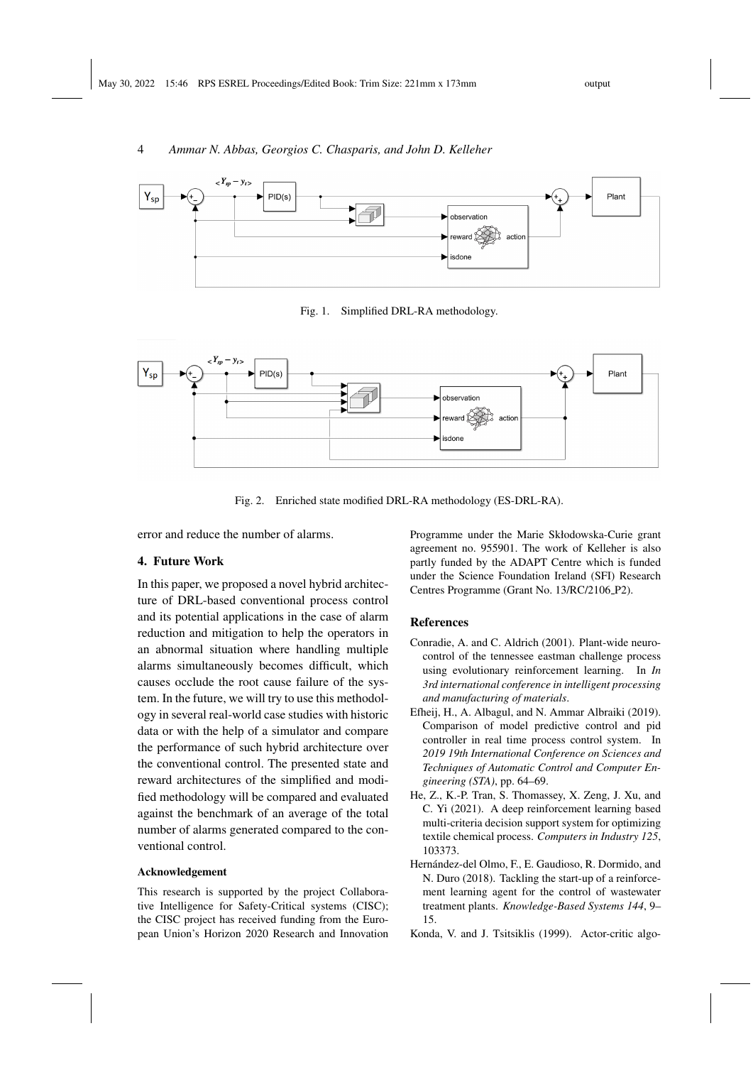$<Y_{sp} - y_t>$

Ysp

PID(s)

observation

reward

action

isdone

Plant

Fig. 1. Simplified DRL-RA methodology.

$<Y_{sp} - y_t>$

Ysp

PID(s)

observation

reward

action

isdone

Plant

Fig. 2. Enriched state modified DRL-RA methodology (ES-DRL-RA).

error and reduce the number of alarms.

## 4. Future Work

In this paper, we proposed a novel hybrid architecture of DRL-based conventional process control and its potential applications in the case of alarm reduction and mitigation to help the operators in an abnormal situation where handling multiple alarms simultaneously becomes difficult, which causes occlude the root cause failure of the system. In the future, we will try to use this methodology in several real-world case studies with historic data or with the help of a simulator and compare the performance of such hybrid architecture over the conventional control. The presented state and reward architectures of the simplified and modified methodology will be compared and evaluated against the benchmark of an average of the total number of alarms generated compared to the conventional control.

### Acknowledgement

This research is supported by the project Collaborative Intelligence for Safety-Critical systems (CISC); the CISC project has received funding from the European Union's Horizon 2020 Research and Innovation Programme under the Marie Skłodowska-Curie grant agreement no. 955901. The work of Kelleher is also partly funded by the ADAPT Centre which is funded under the Science Foundation Ireland (SFI) Research Centres Programme (Grant No. 13/RC/2106_P2).

## References

Conradie, A. and C. Aldrich (2001). Plant-wide neurocontrol of the tennessee eastman challenge process using evolutionary reinforcement learning. In *In 3rd international conference in intelligent processing and manufacturing of materials*.

Efheij, H., A. Albagul, and N. Ammar Albraiki (2019). Comparison of model predictive control and pid controller in real time process control system. In *2019 19th International Conference on Sciences and Techniques of Automatic Control and Computer Engineering (STA)*, pp. 64–69.

He, Z., K.-P. Tran, S. Thomassey, X. Zeng, J. Xu, and C. Yi (2021). A deep reinforcement learning based multi-criteria decision support system for optimizing textile chemical process. *Computers in Industry 125*, 103373.

Hernández-del Olmo, F., E. Gaudioso, R. Dormido, and N. Duro (2018). Tackling the start-up of a reinforcement learning agent for the control of wastewater treatment plants. *Knowledge-Based Systems 144*, 9–15.

Konda, V. and J. Tsitsiklis (1999). Actor-critic algo-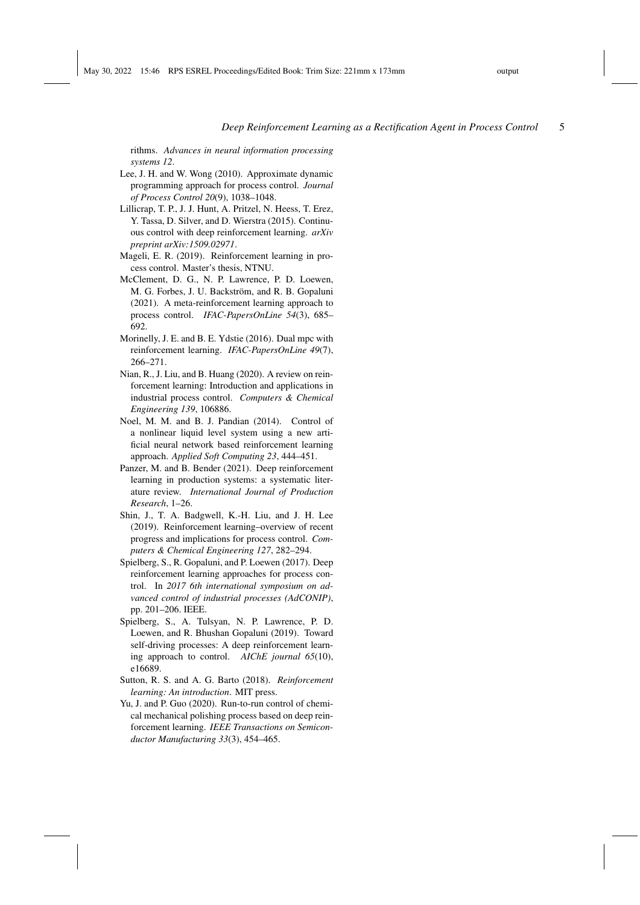rithms. *Advances in neural information processing systems 12*.

Lee, J. H. and W. Wong (2010). Approximate dynamic programming approach for process control. *Journal of Process Control 20*(9), 1038–1048.

Lillicrap, T. P., J. J. Hunt, A. Pritzel, N. Heess, T. Erez, Y. Tassa, D. Silver, and D. Wierstra (2015). Continuous control with deep reinforcement learning. *arXiv preprint arXiv:1509.02971*.

Mageli, E. R. (2019). Reinforcement learning in process control. Master's thesis, NTNU.

McClement, D. G., N. P. Lawrence, P. D. Loewen, M. G. Forbes, J. U. Backström, and R. B. Gopaluni (2021). A meta-reinforcement learning approach to process control. *IFAC-PapersOnLine 54*(3), 685–692.

Morinelly, J. E. and B. E. Ydstie (2016). Dual mpc with reinforcement learning. *IFAC-PapersOnLine 49*(7), 266–271.

Nian, R., J. Liu, and B. Huang (2020). A review on reinforcement learning: Introduction and applications in industrial process control. *Computers & Chemical Engineering 139*, 106886.

Noel, M. M. and B. J. Pandian (2014). Control of a nonlinear liquid level system using a new artificial neural network based reinforcement learning approach. *Applied Soft Computing 23*, 444–451.

Panzer, M. and B. Bender (2021). Deep reinforcement learning in production systems: a systematic literature review. *International Journal of Production Research*, 1–26.

Shin, J., T. A. Badgwell, K.-H. Liu, and J. H. Lee (2019). Reinforcement learning–overview of recent progress and implications for process control. *Computers & Chemical Engineering 127*, 282–294.

Spielberg, S., R. Gopaluni, and P. Loewen (2017). Deep reinforcement learning approaches for process control. In *2017 6th international symposium on advanced control of industrial processes (AdCONIP)*, pp. 201–206. IEEE.

Spielberg, S., A. Tulsyan, N. P. Lawrence, P. D. Loewen, and R. Bhushan Gopaluni (2019). Toward self-driving processes: A deep reinforcement learning approach to control. *AIChE journal 65*(10), e16689.

Sutton, R. S. and A. G. Barto (2018). *Reinforcement learning: An introduction*. MIT press.

Yu, J. and P. Guo (2020). Run-to-run control of chemical mechanical polishing process based on deep reinforcement learning. *IEEE Transactions on Semiconductor Manufacturing 33*(3), 454–465.